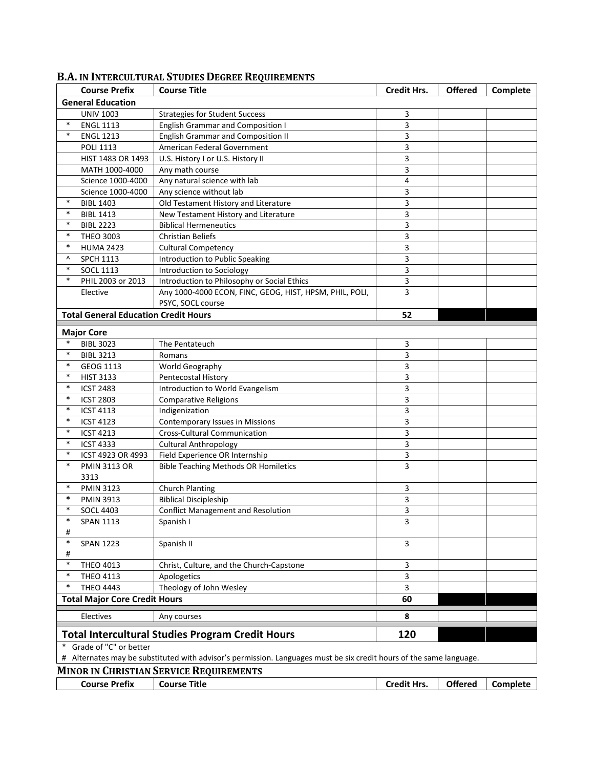## B.A. IN INTERCULTURAL STUDIES DEGREE REQUIREMENTS

| | Course Prefix | Course Title | Credit Hrs. | Offered | Complete |
|---|---|---|---|---|---|
| **General Education** | | | | | |
| | UNIV 1003 | Strategies for Student Success | 3 | | |
| * | ENGL 1113 | English Grammar and Composition I | 3 | | |
| * | ENGL 1213 | English Grammar and Composition II | 3 | | |
| | POLI 1113 | American Federal Government | 3 | | |
| | HIST 1483 OR 1493 | U.S. History I or U.S. History II | 3 | | |
| | MATH 1000-4000 | Any math course | 3 | | |
| | Science 1000-4000 | Any natural science with lab | 4 | | |
| | Science 1000-4000 | Any science without lab | 3 | | |
| * | BIBL 1403 | Old Testament History and Literature | 3 | | |
| * | BIBL 1413 | New Testament History and Literature | 3 | | |
| * | BIBL 2223 | Biblical Hermeneutics | 3 | | |
| * | THEO 3003 | Christian Beliefs | 3 | | |
| * | HUMA 2423 | Cultural Competency | 3 | | |
| ^ | SPCH 1113 | Introduction to Public Speaking | 3 | | |
| * | SOCL 1113 | Introduction to Sociology | 3 | | |
| * | PHIL 2003 or 2013 | Introduction to Philosophy or Social Ethics | 3 | | |
| | Elective | Any 1000-4000 ECON, FINC, GEOG, HIST, HPSM, PHIL, POLI, PSYC, SOCL course | 3 | | |
| **Total General Education Credit Hours** | | | **52** | | |
| **Major Core** | | | | | |
| * | BIBL 3023 | The Pentateuch | 3 | | |
| * | BIBL 3213 | Romans | 3 | | |
| * | GEOG 1113 | World Geography | 3 | | |
| * | HIST 3133 | Pentecostal History | 3 | | |
| * | ICST 2483 | Introduction to World Evangelism | 3 | | |
| * | ICST 2803 | Comparative Religions | 3 | | |
| * | ICST 4113 | Indigenization | 3 | | |
| * | ICST 4123 | Contemporary Issues in Missions | 3 | | |
| * | ICST 4213 | Cross-Cultural Communication | 3 | | |
| * | ICST 4333 | Cultural Anthropology | 3 | | |
| * | ICST 4923 OR 4993 | Field Experience OR Internship | 3 | | |
| * | PMIN 3113 OR 3313 | Bible Teaching Methods OR Homiletics | 3 | | |
| * | PMIN 3123 | Church Planting | 3 | | |
| * | PMIN 3913 | Biblical Discipleship | 3 | | |
| * | SOCL 4403 | Conflict Management and Resolution | 3 | | |
| * # | SPAN 1113 | Spanish I | 3 | | |
| * # | SPAN 1223 | Spanish II | 3 | | |
| * | THEO 4013 | Christ, Culture, and the Church-Capstone | 3 | | |
| * | THEO 4113 | Apologetics | 3 | | |
| * | THEO 4443 | Theology of John Wesley | 3 | | |
| **Total Major Core Credit Hours** | | | **60** | | |
| | Electives | Any courses | **8** | | |
| **Total Intercultural Studies Program Credit Hours** | | | **120** | | |

\* Grade of "C" or better

\# Alternates may be substituted with advisor's permission. Languages must be six credit hours of the same language.

## MINOR IN CHRISTIAN SERVICE REQUIREMENTS

| Course Prefix | Course Title | Credit Hrs. | Offered | Complete |
|---|---|---|---|---|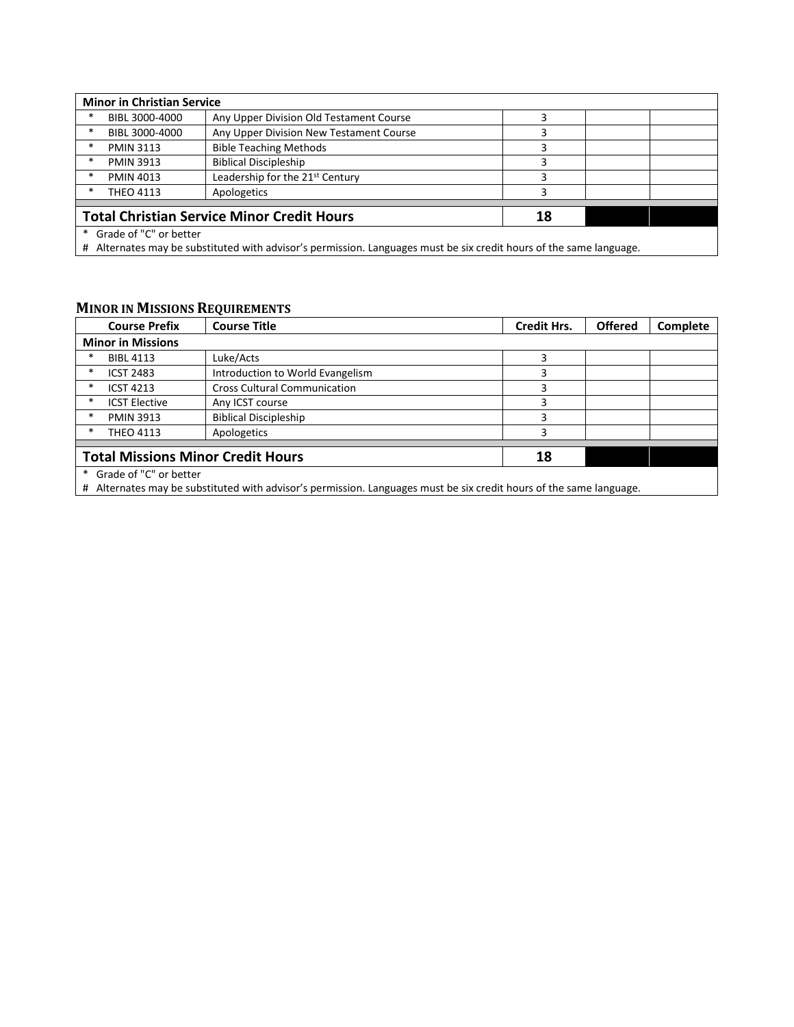| | | | | |
|---|---|---|---|---|
| **Minor in Christian Service** | | | | |
| * BIBL 3000-4000 | Any Upper Division Old Testament Course | 3 | | |
| * BIBL 3000-4000 | Any Upper Division New Testament Course | 3 | | |
| * PMIN 3113 | Bible Teaching Methods | 3 | | |
| * PMIN 3913 | Biblical Discipleship | 3 | | |
| * PMIN 4013 | Leadership for the 21st Century | 3 | | |
| * THEO 4113 | Apologetics | 3 | | |
| **Total Christian Service Minor Credit Hours** | | **18** | | |

\* Grade of "C" or better

# Alternates may be substituted with advisor's permission. Languages must be six credit hours of the same language.

## MINOR IN MISSIONS REQUIREMENTS

| Course Prefix | Course Title | Credit Hrs. | Offered | Complete |
|---|---|---|---|---|
| **Minor in Missions** | | | | |
| * BIBL 4113 | Luke/Acts | 3 | | |
| * ICST 2483 | Introduction to World Evangelism | 3 | | |
| * ICST 4213 | Cross Cultural Communication | 3 | | |
| * ICST Elective | Any ICST course | 3 | | |
| * PMIN 3913 | Biblical Discipleship | 3 | | |
| * THEO 4113 | Apologetics | 3 | | |
| **Total Missions Minor Credit Hours** | | **18** | | |

\* Grade of "C" or better

# Alternates may be substituted with advisor's permission. Languages must be six credit hours of the same language.